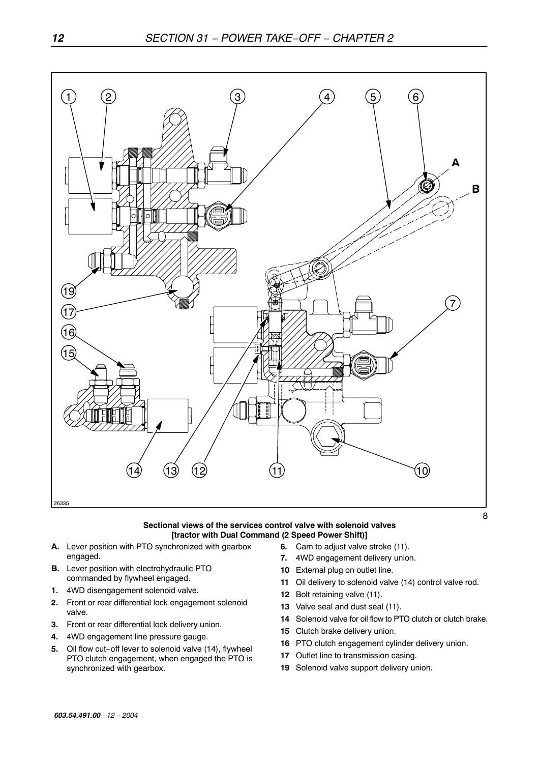**Sectional views of the services control valve with solenoid valves [tractor with Dual Command (2 Speed Power Shift)]**

- **A.** Lever position with PTO synchronized with gearbox engaged.
- **B.** Lever position with electrohydraulic PTO commanded by flywheel engaged.
- **1.** 4WD disengagement solenoid valve.
- **2.** Front or rear differential lock engagement solenoid valve.
- **3.** Front or rear differential lock delivery union.
- **4.** 4WD engagement line pressure gauge.
- **5.** Oil flow cut−off lever to solenoid valve (14), flywheel PTO clutch engagement, when engaged the PTO is synchronized with gearbox.
- **6.** Cam to adjust valve stroke (11).
- **7.** 4WD engagement delivery union.
- **10** External plug on outlet line.
- **11** Oil delivery to solenoid valve (14) control valve rod.
- **12** Bolt retaining valve (11).
- **13** Valve seal and dust seal (11).
- **14** Solenoid valve for oil flow to PTO clutch or clutch brake.
- **15** Clutch brake delivery union.
- **16** PTO clutch engagement cylinder delivery union.
- **17** Outlet line to transmission casing.
- **19** Solenoid valve support delivery union.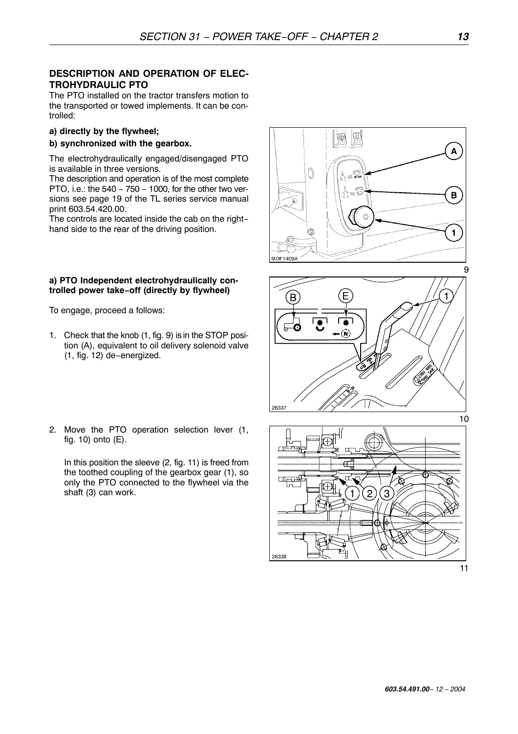## DESCRIPTION AND OPERATION OF ELECTROHYDRAULIC PTO

The PTO installed on the tractor transfers motion to the transported or towed implements. It can be controlled:

**a) directly by the flywheel;**

**b) synchronized with the gearbox.**

The electrohydraulically engaged/disengaged PTO is available in three versions.

The description and operation is of the most complete PTO, i.e.: the 540 − 750 − 1000, for the other two versions see page 19 of the TL series service manual print 603.54.420.00.

The controls are located inside the cab on the right−hand side to the rear of the driving position.

9

**a) PTO Independent electrohydraulically controlled power take−off (directly by flywheel)**

To engage, proceed a follows:

1. Check that the knob (1, fig. 9) is in the STOP position (A), equivalent to oil delivery solenoid valve (1, fig. 12) de−energized.

10

2. Move the PTO operation selection lever (1, fig. 10) onto (E).

   In this position the sleeve (2, fig. 11) is freed from the toothed coupling of the gearbox gear (1), so only the PTO connected to the flywheel via the shaft (3) can work.

11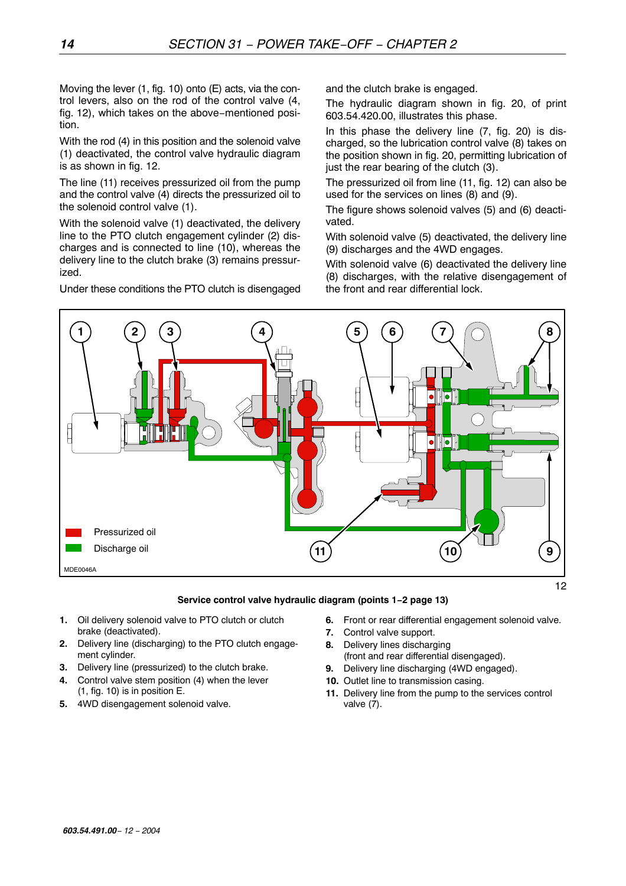Moving the lever (1, fig. 10) onto (E) acts, via the control levers, also on the rod of the control valve (4, fig. 12), which takes on the above−mentioned position.

With the rod (4) in this position and the solenoid valve (1) deactivated, the control valve hydraulic diagram is as shown in fig. 12.

The line (11) receives pressurized oil from the pump and the control valve (4) directs the pressurized oil to the solenoid control valve (1).

With the solenoid valve (1) deactivated, the delivery line to the PTO clutch engagement cylinder (2) discharges and is connected to line (10), whereas the delivery line to the clutch brake (3) remains pressurized.

Under these conditions the PTO clutch is disengaged and the clutch brake is engaged.

The hydraulic diagram shown in fig. 20, of print 603.54.420.00, illustrates this phase.

In this phase the delivery line (7, fig. 20) is discharged, so the lubrication control valve (8) takes on the position shown in fig. 20, permitting lubrication of just the rear bearing of the clutch (3).

The pressurized oil from line (11, fig. 12) can also be used for the services on lines (8) and (9).

The figure shows solenoid valves (5) and (6) deactivated.

With solenoid valve (5) deactivated, the delivery line (9) discharges and the 4WD engages.

With solenoid valve (6) deactivated the delivery line (8) discharges, with the relative disengagement of the front and rear differential lock.

12

**Service control valve hydraulic diagram (points 1−2 page 13)**

1. Oil delivery solenoid valve to PTO clutch or clutch brake (deactivated).
2. Delivery line (discharging) to the PTO clutch engagement cylinder.
3. Delivery line (pressurized) to the clutch brake.
4. Control valve stem position (4) when the lever (1, fig. 10) is in position E.
5. 4WD disengagement solenoid valve.
6. Front or rear differential engagement solenoid valve.
7. Control valve support.
8. Delivery lines discharging (front and rear differential disengaged).
9. Delivery line discharging (4WD engaged).
10. Outlet line to transmission casing.
11. Delivery line from the pump to the services control valve (7).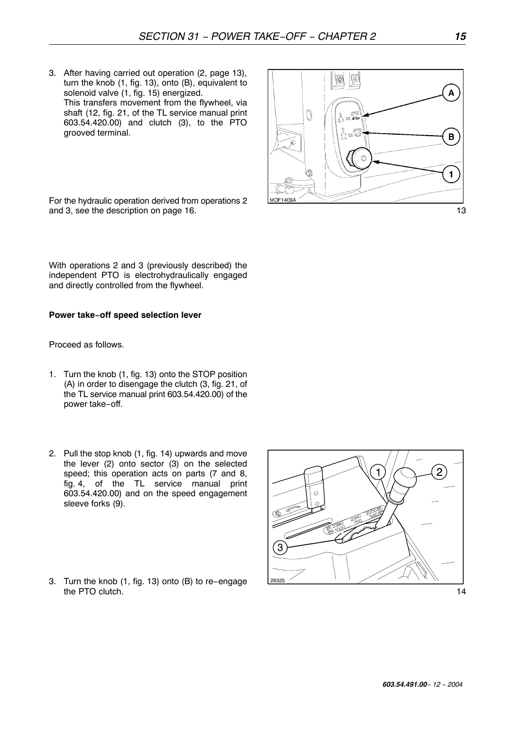3. After having carried out operation (2, page 13), turn the knob (1, fig. 13), onto (B), equivalent to solenoid valve (1, fig. 15) energized.
   This transfers movement from the flywheel, via shaft (12, fig. 21, of the TL service manual print 603.54.420.00) and clutch (3), to the PTO grooved terminal.

For the hydraulic operation derived from operations 2 and 3, see the description on page 16.

13

With operations 2 and 3 (previously described) the independent PTO is electrohydraulically engaged and directly controlled from the flywheel.

**Power take−off speed selection lever**

Proceed as follows.

1. Turn the knob (1, fig. 13) onto the STOP position (A) in order to disengage the clutch (3, fig. 21, of the TL service manual print 603.54.420.00) of the power take−off.

2. Pull the stop knob (1, fig. 14) upwards and move the lever (2) onto sector (3) on the selected speed; this operation acts on parts (7 and 8, fig. 4, of the TL service manual print 603.54.420.00) and on the speed engagement sleeve forks (9).

3. Turn the knob (1, fig. 13) onto (B) to re−engage the PTO clutch.

14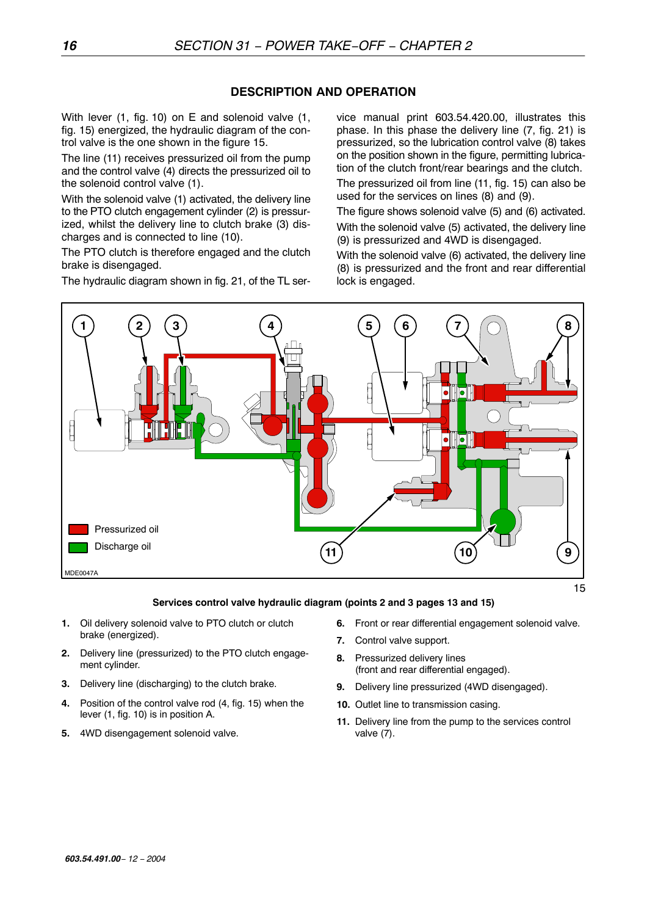## DESCRIPTION AND OPERATION

With lever (1, fig. 10) on E and solenoid valve (1, fig. 15) energized, the hydraulic diagram of the control valve is the one shown in the figure 15.

The line (11) receives pressurized oil from the pump and the control valve (4) directs the pressurized oil to the solenoid control valve (1).

With the solenoid valve (1) activated, the delivery line to the PTO clutch engagement cylinder (2) is pressurized, whilst the delivery line to clutch brake (3) discharges and is connected to line (10).

The PTO clutch is therefore engaged and the clutch brake is disengaged.

The hydraulic diagram shown in fig. 21, of the TL service manual print 603.54.420.00, illustrates this phase. In this phase the delivery line (7, fig. 21) is pressurized, so the lubrication control valve (8) takes on the position shown in the figure, permitting lubrication of the clutch front/rear bearings and the clutch.

The pressurized oil from line (11, fig. 15) can also be used for the services on lines (8) and (9).

The figure shows solenoid valve (5) and (6) activated.

With the solenoid valve (5) activated, the delivery line (9) is pressurized and 4WD is disengaged.

With the solenoid valve (6) activated, the delivery line (8) is pressurized and the front and rear differential lock is engaged.

1
2
3
4
5
6
7
8
Pressurized oil
Discharge oil
11
10
9
MDE0047A

15

**Services control valve hydraulic diagram (points 2 and 3 pages 13 and 15)**

1. Oil delivery solenoid valve to PTO clutch or clutch brake (energized).
2. Delivery line (pressurized) to the PTO clutch engagement cylinder.
3. Delivery line (discharging) to the clutch brake.
4. Position of the control valve rod (4, fig. 15) when the lever (1, fig. 10) is in position A.
5. 4WD disengagement solenoid valve.
6. Front or rear differential engagement solenoid valve.
7. Control valve support.
8. Pressurized delivery lines (front and rear differential engaged).
9. Delivery line pressurized (4WD disengaged).
10. Outlet line to transmission casing.
11. Delivery line from the pump to the services control valve (7).